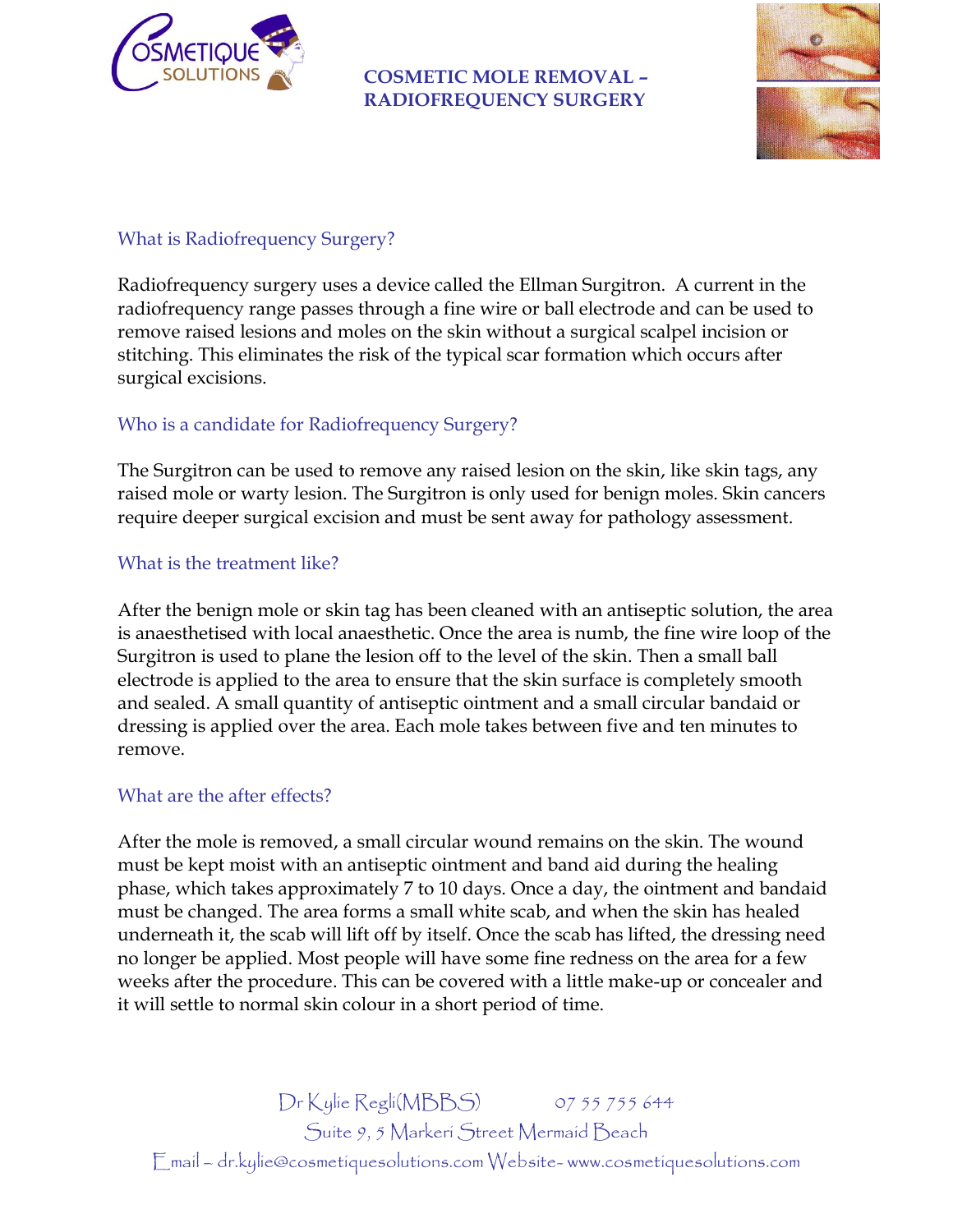# COSMETIC MOLE REMOVAL – RADIOFREQUENCY SURGERY

## What is Radiofrequency Surgery?

Radiofrequency surgery uses a device called the Ellman Surgitron. A current in the radiofrequency range passes through a fine wire or ball electrode and can be used to remove raised lesions and moles on the skin without a surgical scalpel incision or stitching. This eliminates the risk of the typical scar formation which occurs after surgical excisions.

## Who is a candidate for Radiofrequency Surgery?

The Surgitron can be used to remove any raised lesion on the skin, like skin tags, any raised mole or warty lesion. The Surgitron is only used for benign moles. Skin cancers require deeper surgical excision and must be sent away for pathology assessment.

## What is the treatment like?

After the benign mole or skin tag has been cleaned with an antiseptic solution, the area is anaesthetised with local anaesthetic. Once the area is numb, the fine wire loop of the Surgitron is used to plane the lesion off to the level of the skin. Then a small ball electrode is applied to the area to ensure that the skin surface is completely smooth and sealed. A small quantity of antiseptic ointment and a small circular bandaid or dressing is applied over the area. Each mole takes between five and ten minutes to remove.

## What are the after effects?

After the mole is removed, a small circular wound remains on the skin. The wound must be kept moist with an antiseptic ointment and band aid during the healing phase, which takes approximately 7 to 10 days. Once a day, the ointment and bandaid must be changed. The area forms a small white scab, and when the skin has healed underneath it, the scab will lift off by itself. Once the scab has lifted, the dressing need no longer be applied. Most people will have some fine redness on the area for a few weeks after the procedure. This can be covered with a little make-up or concealer and it will settle to normal skin colour in a short period of time.

Dr Kylie Regli(MBBS) 07 55 755 644
Suite 9, 5 Markeri Street Mermaid Beach
Email – dr.kylie@cosmetiquesolutions.com Website- www.cosmetiquesolutions.com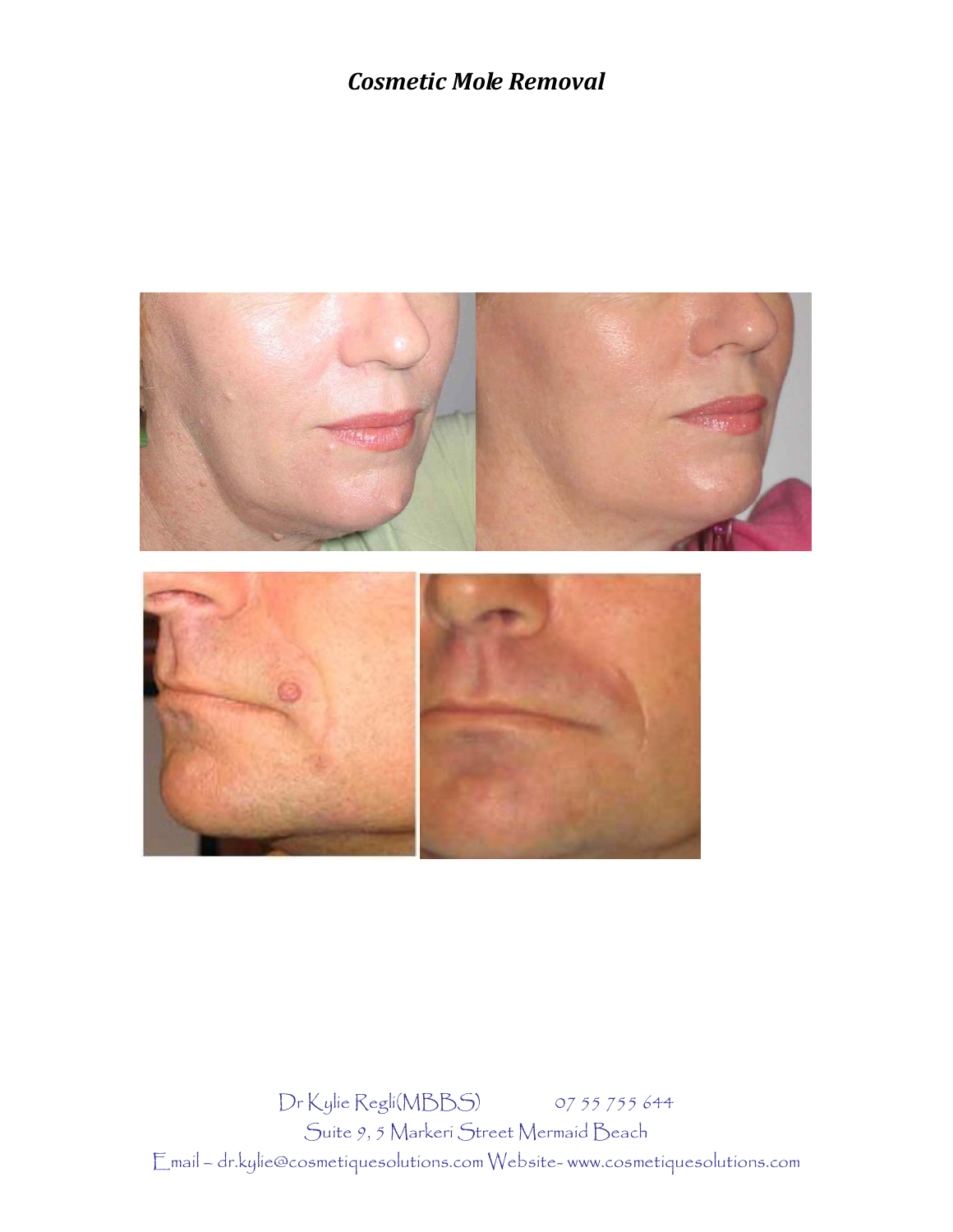# *Cosmetic Mole Removal*

Dr Kylie Regli(MBBS) 07 55 755 644

Suite 9, 5 Markeri Street Mermaid Beach

Email – dr.kylie@cosmetiquesolutions.com Website- www.cosmetiquesolutions.com